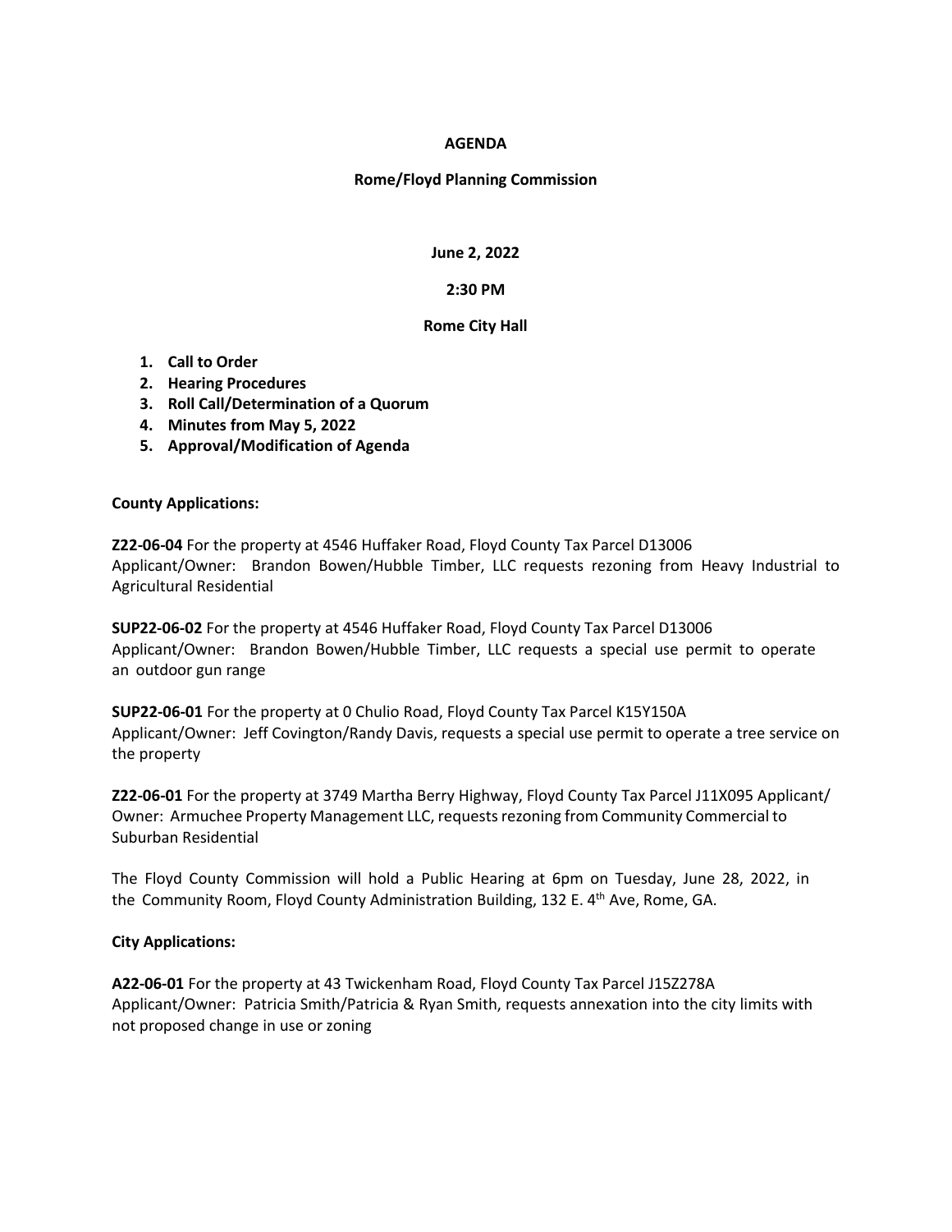# AGENDA

## Rome/Floyd Planning Commission

**June 2, 2022**

**2:30 PM**

**Rome City Hall**

1. **Call to Order**
2. **Hearing Procedures**
3. **Roll Call/Determination of a Quorum**
4. **Minutes from May 5, 2022**
5. **Approval/Modification of Agenda**

**County Applications:**

**Z22-06-04** For the property at 4546 Huffaker Road, Floyd County Tax Parcel D13006
Applicant/Owner: Brandon Bowen/Hubble Timber, LLC requests rezoning from Heavy Industrial to Agricultural Residential

**SUP22-06-02** For the property at 4546 Huffaker Road, Floyd County Tax Parcel D13006
Applicant/Owner: Brandon Bowen/Hubble Timber, LLC requests a special use permit to operate an outdoor gun range

**SUP22-06-01** For the property at 0 Chulio Road, Floyd County Tax Parcel K15Y150A
Applicant/Owner: Jeff Covington/Randy Davis, requests a special use permit to operate a tree service on the property

**Z22-06-01** For the property at 3749 Martha Berry Highway, Floyd County Tax Parcel J11X095 Applicant/ Owner: Armuchee Property Management LLC, requests rezoning from Community Commercial to Suburban Residential

The Floyd County Commission will hold a Public Hearing at 6pm on Tuesday, June 28, 2022, in the Community Room, Floyd County Administration Building, 132 E. 4th Ave, Rome, GA.

**City Applications:**

**A22-06-01** For the property at 43 Twickenham Road, Floyd County Tax Parcel J15Z278A
Applicant/Owner: Patricia Smith/Patricia & Ryan Smith, requests annexation into the city limits with not proposed change in use or zoning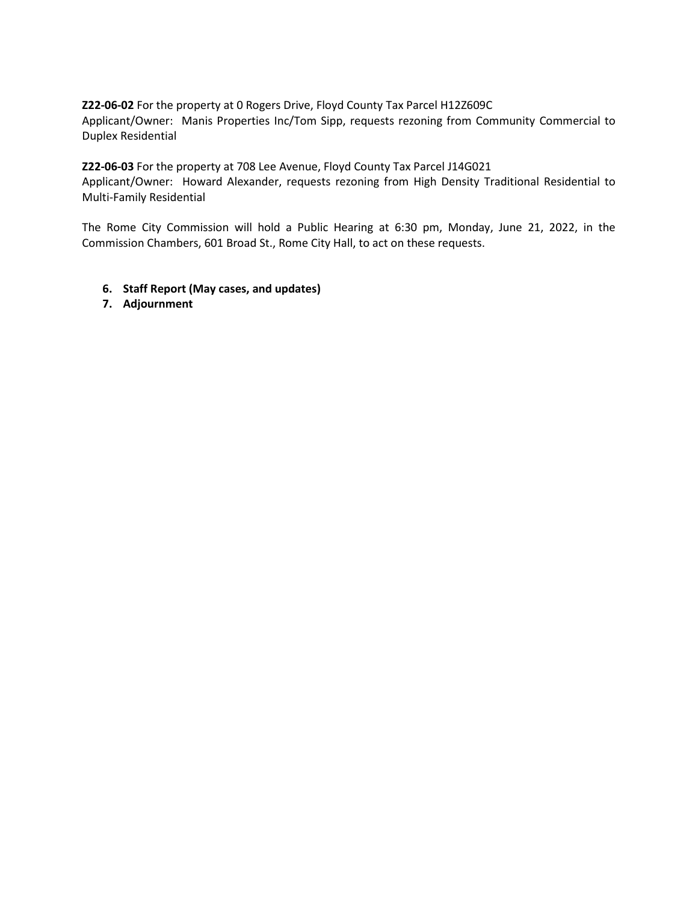**Z22-06-02** For the property at 0 Rogers Drive, Floyd County Tax Parcel H12Z609C
Applicant/Owner: Manis Properties Inc/Tom Sipp, requests rezoning from Community Commercial to Duplex Residential

**Z22-06-03** For the property at 708 Lee Avenue, Floyd County Tax Parcel J14G021
Applicant/Owner: Howard Alexander, requests rezoning from High Density Traditional Residential to Multi-Family Residential

The Rome City Commission will hold a Public Hearing at 6:30 pm, Monday, June 21, 2022, in the Commission Chambers, 601 Broad St., Rome City Hall, to act on these requests.

6. **Staff Report (May cases, and updates)**
7. **Adjournment**